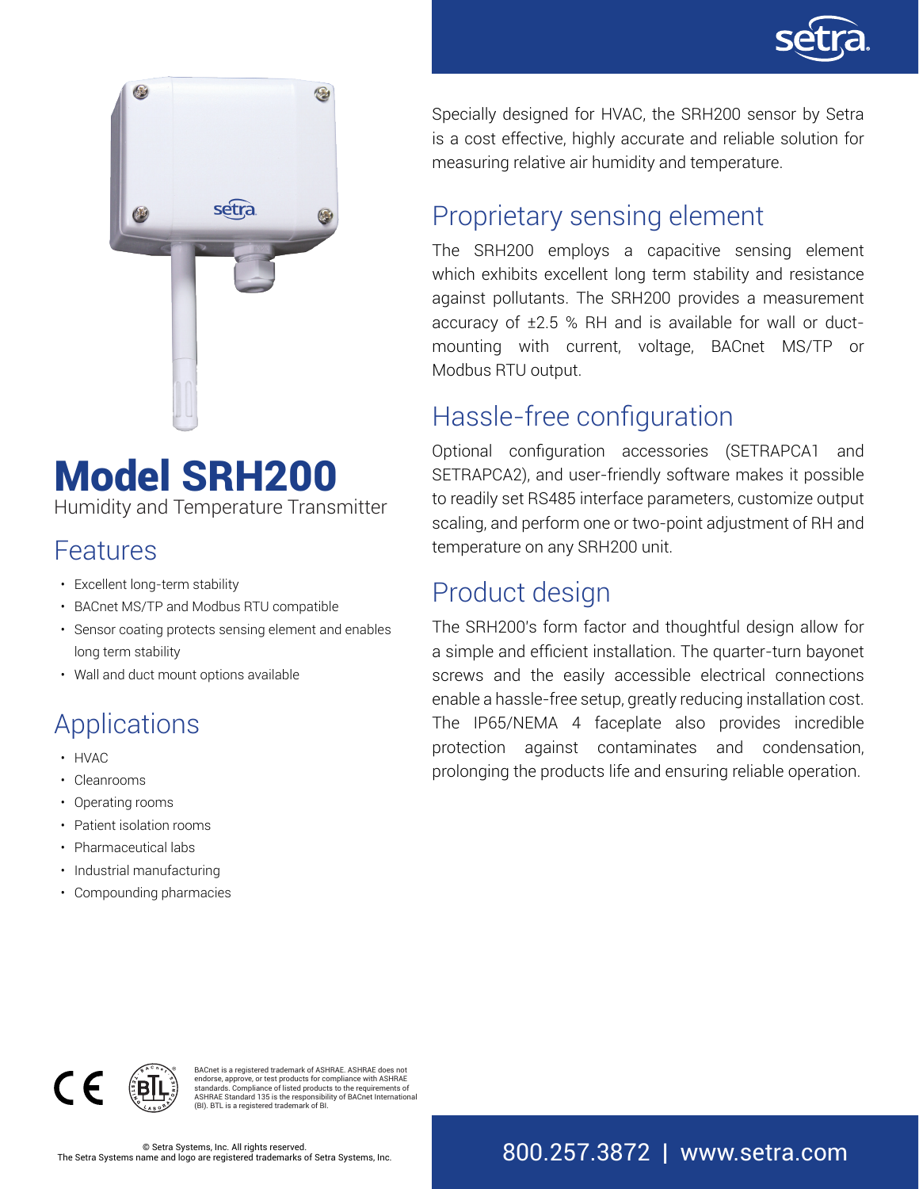# Model SRH200

Humidity and Temperature Transmitter

## Features

- Excellent long-term stability
- BACnet MS/TP and Modbus RTU compatible
- Sensor coating protects sensing element and enables long term stability
- Wall and duct mount options available

## Applications

- HVAC
- Cleanrooms
- Operating rooms
- Patient isolation rooms
- Pharmaceutical labs
- Industrial manufacturing
- Compounding pharmacies

Specially designed for HVAC, the SRH200 sensor by Setra is a cost effective, highly accurate and reliable solution for measuring relative air humidity and temperature.

## Proprietary sensing element

The SRH200 employs a capacitive sensing element which exhibits excellent long term stability and resistance against pollutants. The SRH200 provides a measurement accuracy of ±2.5 % RH and is available for wall or duct-mounting with current, voltage, BACnet MS/TP or Modbus RTU output.

## Hassle-free configuration

Optional configuration accessories (SETRAPCA1 and SETRAPCA2), and user-friendly software makes it possible to readily set RS485 interface parameters, customize output scaling, and perform one or two-point adjustment of RH and temperature on any SRH200 unit.

## Product design

The SRH200's form factor and thoughtful design allow for a simple and efficient installation. The quarter-turn bayonet screws and the easily accessible electrical connections enable a hassle-free setup, greatly reducing installation cost. The IP65/NEMA 4 faceplate also provides incredible protection against contaminates and condensation, prolonging the products life and ensuring reliable operation.

BACnet is a registered trademark of ASHRAE. ASHRAE does not endorse, approve, or test products for compliance with ASHRAE standards. Compliance of listed products to the requirements of ASHRAE Standard 135 is the responsibility of BACnet International (BI). BTL is a registered trademark of BI.

© Setra Systems, Inc. All rights reserved.
The Setra Systems name and logo are registered trademarks of Setra Systems, Inc.

800.257.3872 | www.setra.com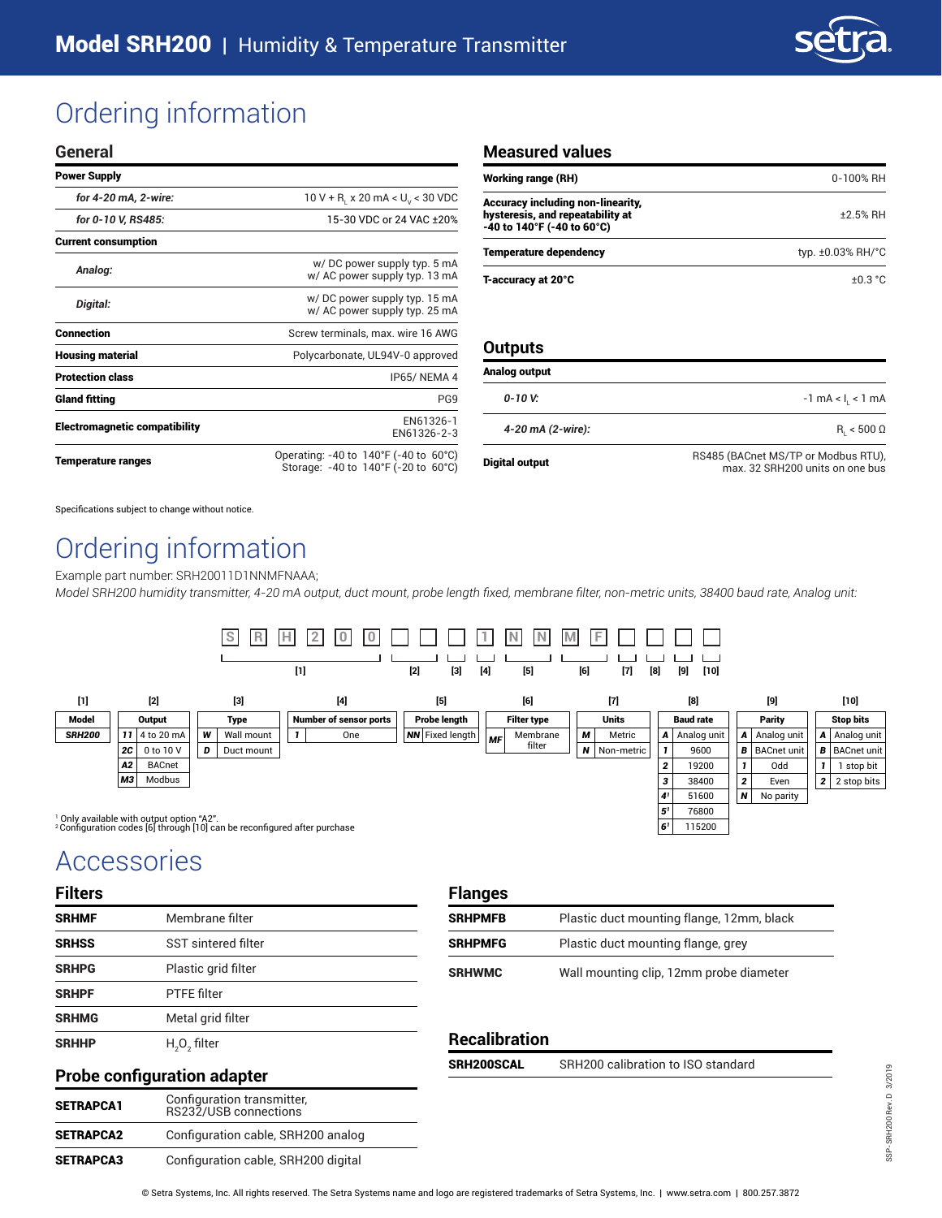# Model SRH200 | Humidity & Temperature Transmitter

# Ordering information

## General

| | |
|---|---|
| **Power Supply** | |
| ***for 4-20 mA, 2-wire:*** | 10 V + $R_L$ x 20 mA < $U_V$ < 30 VDC |
| ***for 0-10 V, RS485:*** | 15-30 VDC or 24 VAC ±20% |
| **Current consumption** | |
| ***Analog:*** | w/ DC power supply typ. 5 mA<br>w/ AC power supply typ. 13 mA |
| ***Digital:*** | w/ DC power supply typ. 15 mA<br>w/ AC power supply typ. 25 mA |
| **Connection** | Screw terminals, max. wire 16 AWG |
| **Housing material** | Polycarbonate, UL94V-0 approved |
| **Protection class** | IP65/ NEMA 4 |
| **Gland fitting** | PG9 |
| **Electromagnetic compatibility** | EN61326-1<br>EN61326-2-3 |
| **Temperature ranges** | Operating: -40 to 140°F (-40 to 60°C)<br>Storage: -40 to 140°F (-20 to 60°C) |

## Measured values

| | |
|---|---|
| **Working range (RH)** | 0-100% RH |
| **Accuracy including non-linearity, hysteresis, and repeatability at -40 to 140°F (-40 to 60°C)** | ±2.5% RH |
| **Temperature dependency** | typ. ±0.03% RH/°C |
| **T-accuracy at 20°C** | ±0.3 °C |

## Outputs

| | |
|---|---|
| **Analog output** | |
| ***0-10 V:*** | -1 mA < $I_L$ < 1 mA |
| ***4-20 mA (2-wire):*** | $R_L$ < 500 Ω |
| **Digital output** | RS485 (BACnet MS/TP or Modbus RTU),<br>max. 32 SRH200 units on one bus |

Specifications subject to change without notice.

# Ordering information

Example part number: SRH20011D1NNMFNAAA;

*Model SRH200 humidity transmitter, 4-20 mA output, duct mount, probe length fixed, membrane filter, non-metric units, 38400 baud rate, Analog unit:*

S R H 2 0 0 _ _ _ 1 N N M F _ _ _ _

[1] [2] [3] [4] [5] [6] [7] [8] [9] [10]

**[1] Model**

| Model |
|---|
| *SRH200* |

**[2] Output**

| Code | Output |
|---|---|
| *11* | 4 to 20 mA |
| *2C* | 0 to 10 V |
| *A2* | BACnet |
| *M3* | Modbus |

**[3] Type**

| Code | Type |
|---|---|
| *W* | Wall mount |
| *D* | Duct mount |

**[4] Number of sensor ports**

| Code | Number of sensor ports |
|---|---|
| *1* | One |

**[5] Probe length**

| Code | Probe length |
|---|---|
| *NN* | Fixed length |

**[6] Filter type**

| Code | Filter type |
|---|---|
| *MF* | Membrane filter |

**[7] Units**

| Code | Units |
|---|---|
| *M* | Metric |
| *N* | Non-metric |

**[8] Baud rate**

| Code | Baud rate |
|---|---|
| *A* | Analog unit |
| *1* | 9600 |
| *2* | 19200 |
| *3* | 38400 |
| *4*[1] | 51600 |
| *5*[1] | 76800 |
| *6*[1] | 115200 |

**[9] Parity**

| Code | Parity |
|---|---|
| *A* | Analog unit |
| *B* | BACnet unit |
| *1* | Odd |
| *2* | Even |
| *N* | No parity |

**[10] Stop bits**

| Code | Stop bits |
|---|---|
| *A* | Analog unit |
| *B* | BACnet unit |
| *1* | 1 stop bit |
| *2* | 2 stop bits |

[1] Only available with output option "A2".
[2] Configuration codes [6] through [10] can be reconfigured after purchase

# Accessories

## Filters

| | |
|---|---|
| **SRHMF** | Membrane filter |
| **SRHSS** | SST sintered filter |
| **SRHPG** | Plastic grid filter |
| **SRHPF** | PTFE filter |
| **SRHMG** | Metal grid filter |
| **SRHHP** | $H_2O_2$ filter |

## Probe configuration adapter

| | |
|---|---|
| **SETRAPCA1** | Configuration transmitter, RS232/USB connections |
| **SETRAPCA2** | Configuration cable, SRH200 analog |
| **SETRAPCA3** | Configuration cable, SRH200 digital |

## Flanges

| | |
|---|---|
| **SRHPMFB** | Plastic duct mounting flange, 12mm, black |
| **SRHPMFG** | Plastic duct mounting flange, grey |
| **SRHWMC** | Wall mounting clip, 12mm probe diameter |

## Recalibration

| | |
|---|---|
| **SRH200SCAL** | SRH200 calibration to ISO standard |

SSP-SRH200 Rev. D 3/2019

© Setra Systems, Inc. All rights reserved. The Setra Systems name and logo are registered trademarks of Setra Systems, Inc. | www.setra.com | 800.257.3872